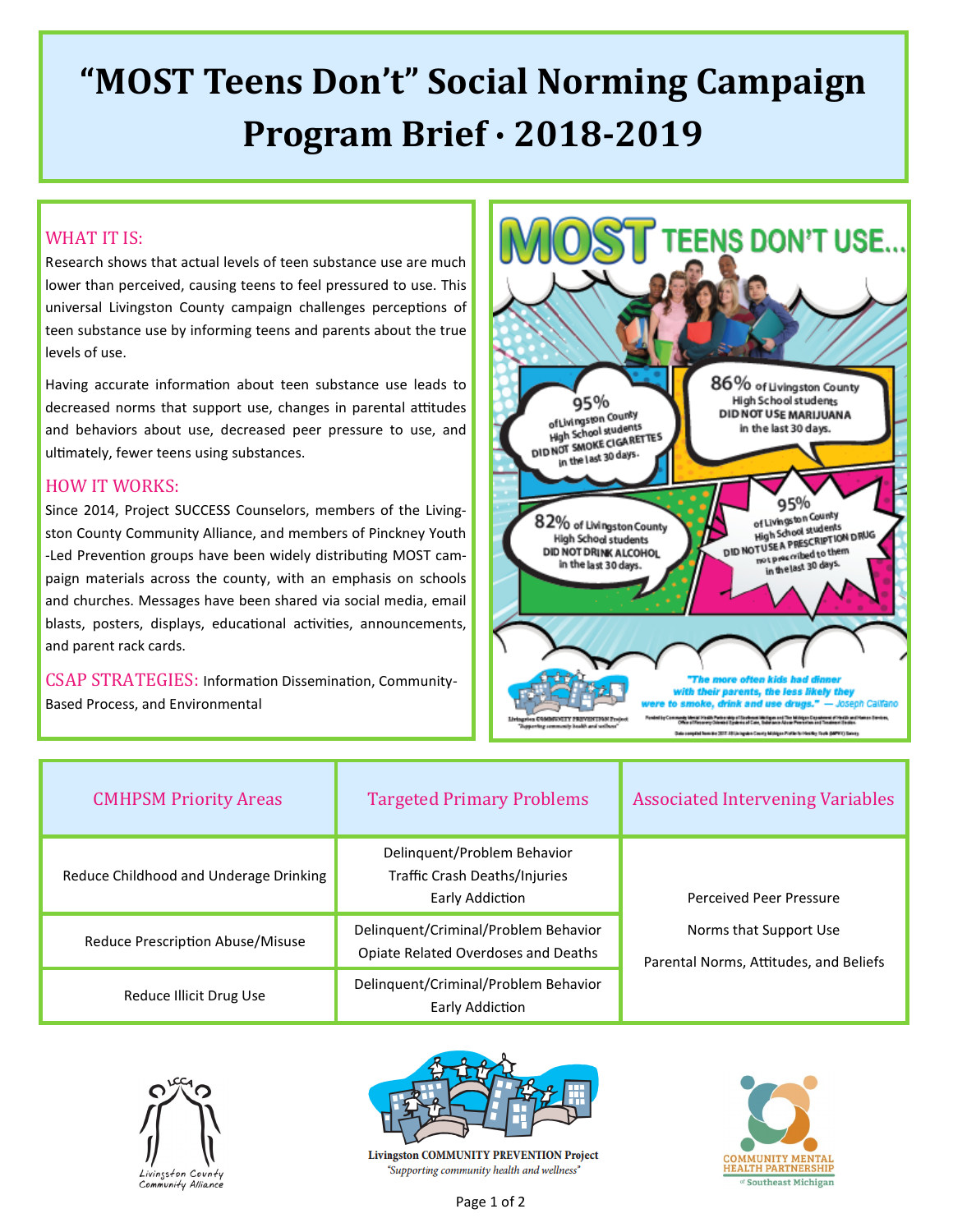# "MOST Teens Don't" Social Norming Campaign Program Brief · 2018-2019

## WHAT IT IS:

Research shows that actual levels of teen substance use are much lower than perceived, causing teens to feel pressured to use. This universal Livingston County campaign challenges perceptions of teen substance use by informing teens and parents about the true levels of use.

Having accurate information about teen substance use leads to decreased norms that support use, changes in parental attitudes and behaviors about use, decreased peer pressure to use, and ultimately, fewer teens using substances.

## HOW IT WORKS:

Since 2014, Project SUCCESS Counselors, members of the Livingston County Community Alliance, and members of Pinckney Youth-Led Prevention groups have been widely distributing MOST campaign materials across the county, with an emphasis on schools and churches. Messages have been shared via social media, email blasts, posters, displays, educational activities, announcements, and parent rack cards.

## CSAP STRATEGIES:

Information Dissemination, Community-Based Process, and Environmental

MOST TEENS DON'T USE...

95% of Livingston County High School students DID NOT SMOKE CIGARETTES in the last 30 days.

86% of Livingston County High School students DID NOT USE MARIJUANA in the last 30 days.

82% of Livingston County High School students DID NOT DRINK ALCOHOL in the last 30 days.

95% of Livingston County High School students DID NOT USE A PRESCRIPTION DRUG not prescribed to them in the last 30 days.

"The more often kids had dinner with their parents, the less likely they were to smoke, drink and use drugs." — Joseph Califano

| CMHPSM Priority Areas | Targeted Primary Problems | Associated Intervening Variables |
|---|---|---|
| Reduce Childhood and Underage Drinking | Delinquent/Problem Behavior<br>Traffic Crash Deaths/Injuries<br>Early Addiction | Perceived Peer Pressure<br>Norms that Support Use<br>Parental Norms, Attitudes, and Beliefs |
| Reduce Prescription Abuse/Misuse | Delinquent/Criminal/Problem Behavior<br>Opiate Related Overdoses and Deaths | |
| Reduce Illicit Drug Use | Delinquent/Criminal/Problem Behavior<br>Early Addiction | |

LCCA Livingston County Community Alliance

Livingston COMMUNITY PREVENTION Project
"Supporting community health and wellness"

COMMUNITY MENTAL HEALTH PARTNERSHIP of Southeast Michigan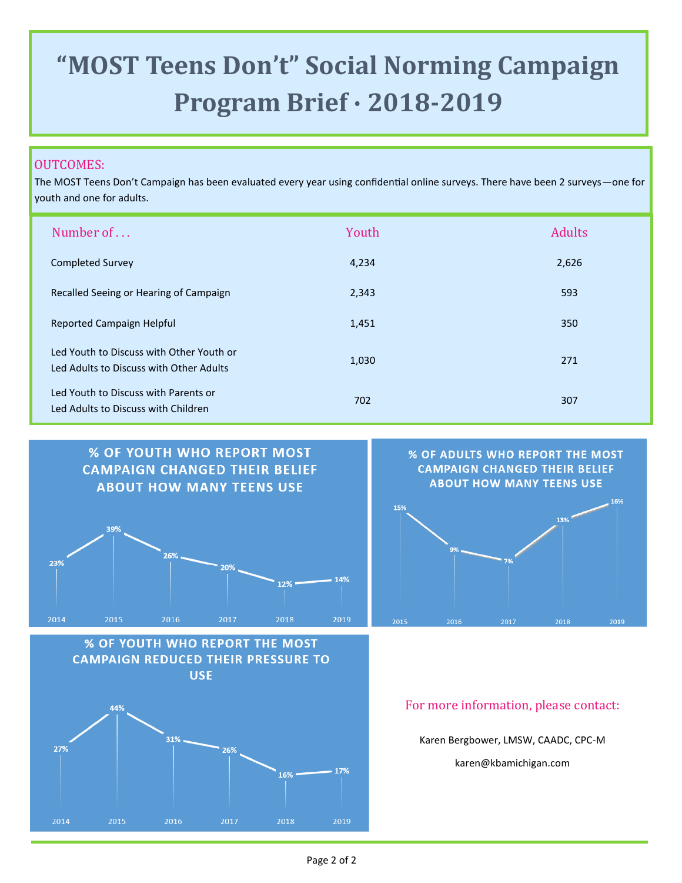# "MOST Teens Don't" Social Norming Campaign Program Brief · 2018-2019

## OUTCOMES:

The MOST Teens Don't Campaign has been evaluated every year using confidential online surveys. There have been 2 surveys—one for youth and one for adults.

| Number of . . . | Youth | Adults |
|---|---|---|
| Completed Survey | 4,234 | 2,626 |
| Recalled Seeing or Hearing of Campaign | 2,343 | 593 |
| Reported Campaign Helpful | 1,451 | 350 |
| Led Youth to Discuss with Other Youth or Led Adults to Discuss with Other Adults | 1,030 | 271 |
| Led Youth to Discuss with Parents or Led Adults to Discuss with Children | 702 | 307 |

### % OF YOUTH WHO REPORT MOST CAMPAIGN CHANGED THEIR BELIEF ABOUT HOW MANY TEENS USE

23% 39% 26% 20% 12% 14%

2014 2015 2016 2017 2018 2019

### % OF ADULTS WHO REPORT THE MOST CAMPAIGN CHANGED THEIR BELIEF ABOUT HOW MANY TEENS USE

15% 9% 7% 13% 16%

2015 2016 2017 2018 2019

### % OF YOUTH WHO REPORT THE MOST CAMPAIGN REDUCED THEIR PRESSURE TO USE

27% 44% 31% 26% 16% 17%

2014 2015 2016 2017 2018 2019

For more information, please contact:

Karen Bergbower, LMSW, CAADC, CPC-M

karen@kbamichigan.com